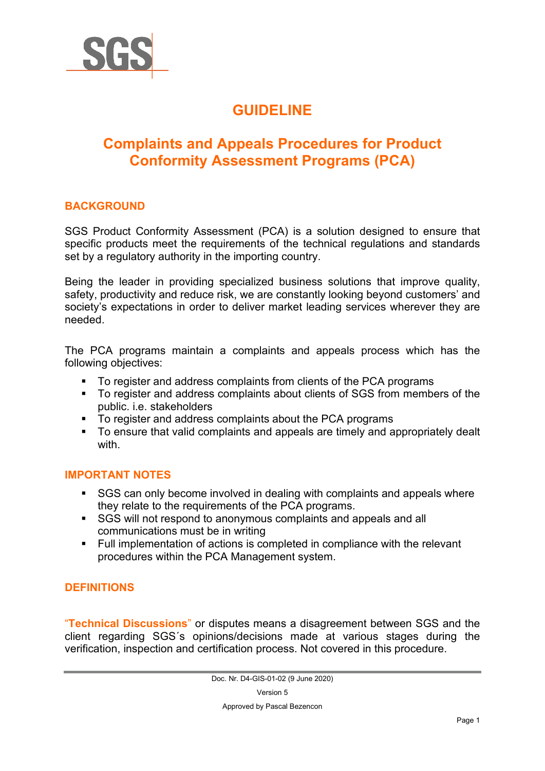# GUIDELINE

# Complaints and Appeals Procedures for Product Conformity Assessment Programs (PCA)

## BACKGROUND

SGS Product Conformity Assessment (PCA) is a solution designed to ensure that specific products meet the requirements of the technical regulations and standards set by a regulatory authority in the importing country.

Being the leader in providing specialized business solutions that improve quality, safety, productivity and reduce risk, we are constantly looking beyond customers' and society's expectations in order to deliver market leading services wherever they are needed.

The PCA programs maintain a complaints and appeals process which has the following objectives:

- To register and address complaints from clients of the PCA programs
- To register and address complaints about clients of SGS from members of the public. i.e. stakeholders
- To register and address complaints about the PCA programs
- To ensure that valid complaints and appeals are timely and appropriately dealt with.

## IMPORTANT NOTES

- SGS can only become involved in dealing with complaints and appeals where they relate to the requirements of the PCA programs.
- SGS will not respond to anonymous complaints and appeals and all communications must be in writing
- Full implementation of actions is completed in compliance with the relevant procedures within the PCA Management system.

## DEFINITIONS

"**Technical Discussions**" or disputes means a disagreement between SGS and the client regarding SGS´s opinions/decisions made at various stages during the verification, inspection and certification process. Not covered in this procedure.

Doc. Nr. D4-GIS-01-02 (9 June 2020)

Version 5

Approved by Pascal Bezencon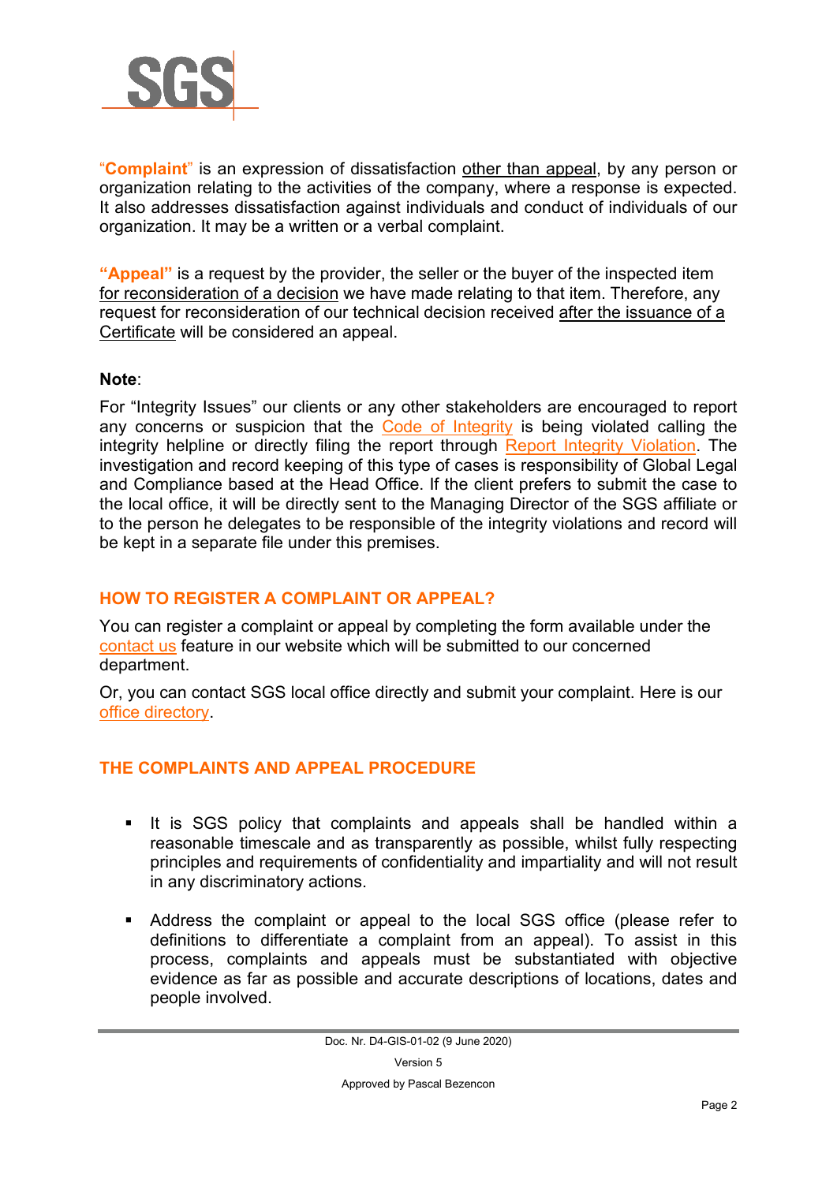"**Complaint**" is an expression of dissatisfaction other than appeal, by any person or organization relating to the activities of the company, where a response is expected. It also addresses dissatisfaction against individuals and conduct of individuals of our organization. It may be a written or a verbal complaint.

**"Appeal"** is a request by the provider, the seller or the buyer of the inspected item for reconsideration of a decision we have made relating to that item. Therefore, any request for reconsideration of our technical decision received after the issuance of a Certificate will be considered an appeal.

**Note**:

For "Integrity Issues" our clients or any other stakeholders are encouraged to report any concerns or suspicion that the Code of Integrity is being violated calling the integrity helpline or directly filing the report through Report Integrity Violation. The investigation and record keeping of this type of cases is responsibility of Global Legal and Compliance based at the Head Office. If the client prefers to submit the case to the local office, it will be directly sent to the Managing Director of the SGS affiliate or to the person he delegates to be responsible of the integrity violations and record will be kept in a separate file under this premises.

## HOW TO REGISTER A COMPLAINT OR APPEAL?

You can register a complaint or appeal by completing the form available under the contact us feature in our website which will be submitted to our concerned department.

Or, you can contact SGS local office directly and submit your complaint. Here is our office directory.

## THE COMPLAINTS AND APPEAL PROCEDURE

- It is SGS policy that complaints and appeals shall be handled within a reasonable timescale and as transparently as possible, whilst fully respecting principles and requirements of confidentiality and impartiality and will not result in any discriminatory actions.
- Address the complaint or appeal to the local SGS office (please refer to definitions to differentiate a complaint from an appeal). To assist in this process, complaints and appeals must be substantiated with objective evidence as far as possible and accurate descriptions of locations, dates and people involved.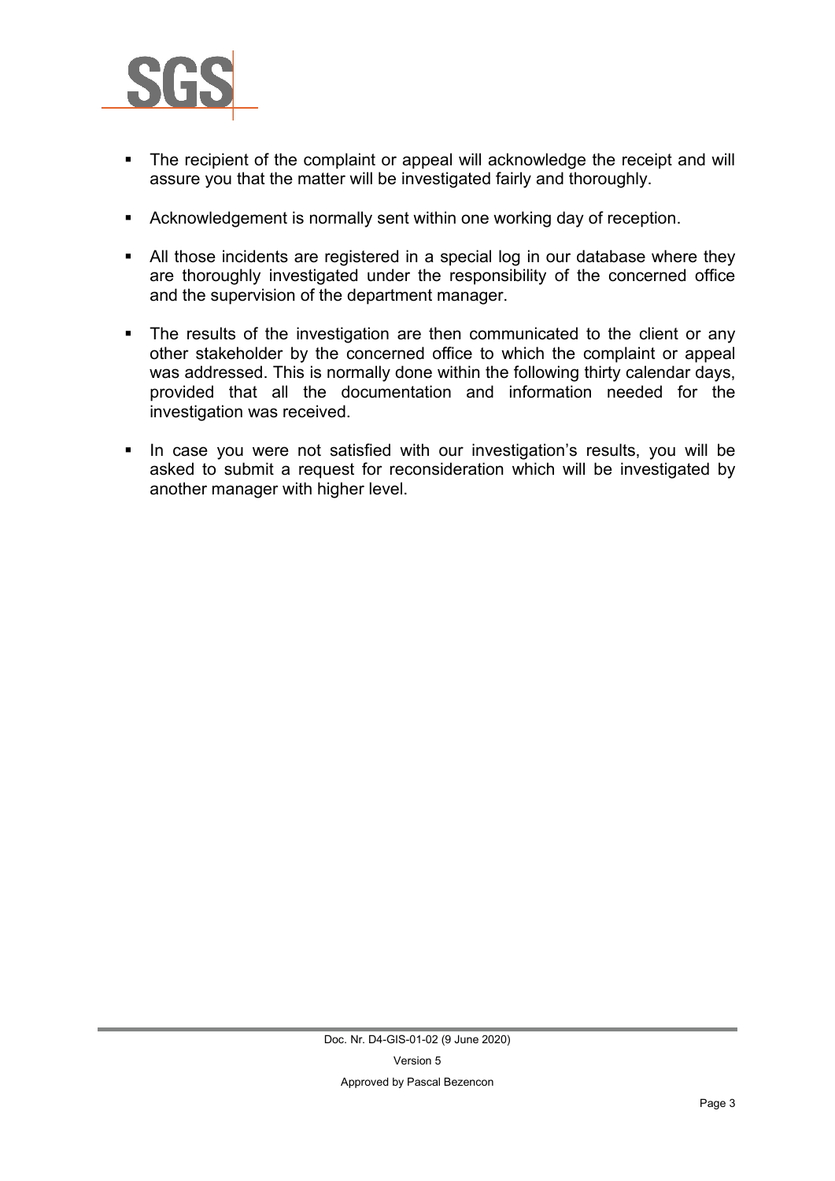- The recipient of the complaint or appeal will acknowledge the receipt and will assure you that the matter will be investigated fairly and thoroughly.
- Acknowledgement is normally sent within one working day of reception.
- All those incidents are registered in a special log in our database where they are thoroughly investigated under the responsibility of the concerned office and the supervision of the department manager.
- The results of the investigation are then communicated to the client or any other stakeholder by the concerned office to which the complaint or appeal was addressed. This is normally done within the following thirty calendar days, provided that all the documentation and information needed for the investigation was received.
- In case you were not satisfied with our investigation's results, you will be asked to submit a request for reconsideration which will be investigated by another manager with higher level.